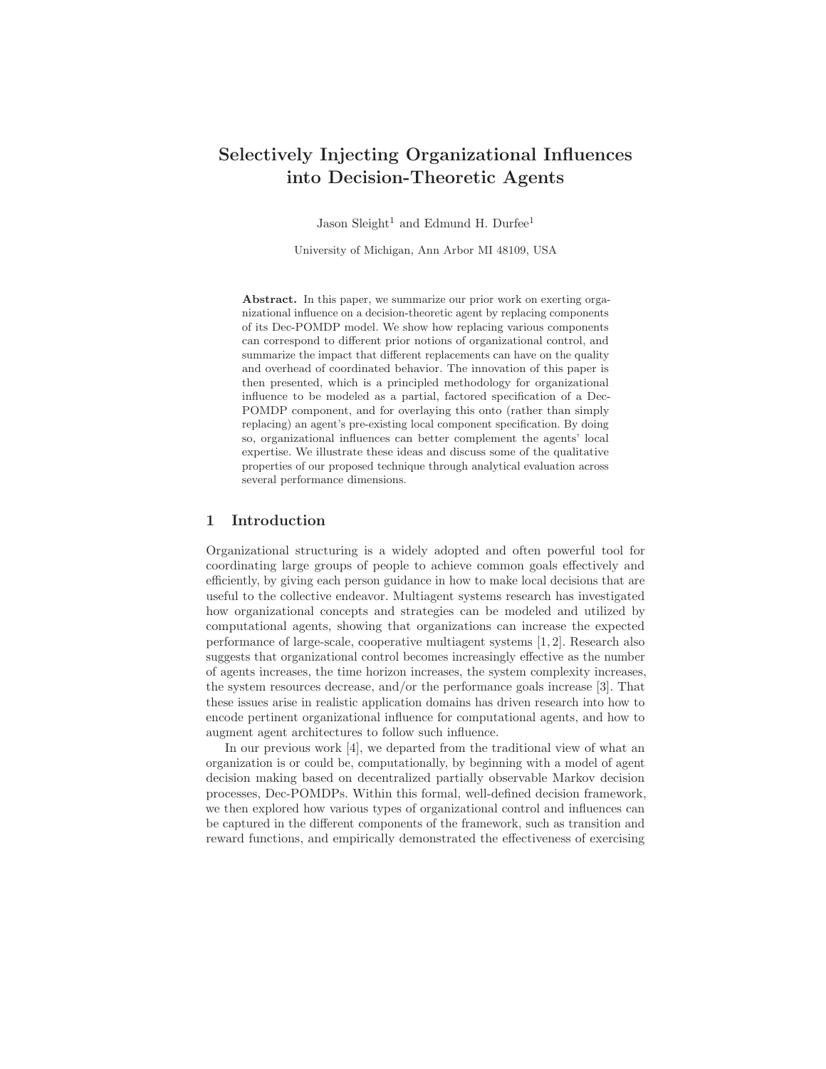# Selectively Injecting Organizational Influences into Decision-Theoretic Agents

Jason Sleight[1] and Edmund H. Durfee[1]

University of Michigan, Ann Arbor MI 48109, USA

**Abstract.** In this paper, we summarize our prior work on exerting organizational influence on a decision-theoretic agent by replacing components of its Dec-POMDP model. We show how replacing various components can correspond to different prior notions of organizational control, and summarize the impact that different replacements can have on the quality and overhead of coordinated behavior. The innovation of this paper is then presented, which is a principled methodology for organizational influence to be modeled as a partial, factored specification of a Dec-POMDP component, and for overlaying this onto (rather than simply replacing) an agent's pre-existing local component specification. By doing so, organizational influences can better complement the agents' local expertise. We illustrate these ideas and discuss some of the qualitative properties of our proposed technique through analytical evaluation across several performance dimensions.

## 1 Introduction

Organizational structuring is a widely adopted and often powerful tool for coordinating large groups of people to achieve common goals effectively and efficiently, by giving each person guidance in how to make local decisions that are useful to the collective endeavor. Multiagent systems research has investigated how organizational concepts and strategies can be modeled and utilized by computational agents, showing that organizations can increase the expected performance of large-scale, cooperative multiagent systems [1, 2]. Research also suggests that organizational control becomes increasingly effective as the number of agents increases, the time horizon increases, the system complexity increases, the system resources decrease, and/or the performance goals increase [3]. That these issues arise in realistic application domains has driven research into how to encode pertinent organizational influence for computational agents, and how to augment agent architectures to follow such influence.

In our previous work [4], we departed from the traditional view of what an organization is or could be, computationally, by beginning with a model of agent decision making based on decentralized partially observable Markov decision processes, Dec-POMDPs. Within this formal, well-defined decision framework, we then explored how various types of organizational control and influences can be captured in the different components of the framework, such as transition and reward functions, and empirically demonstrated the effectiveness of exercising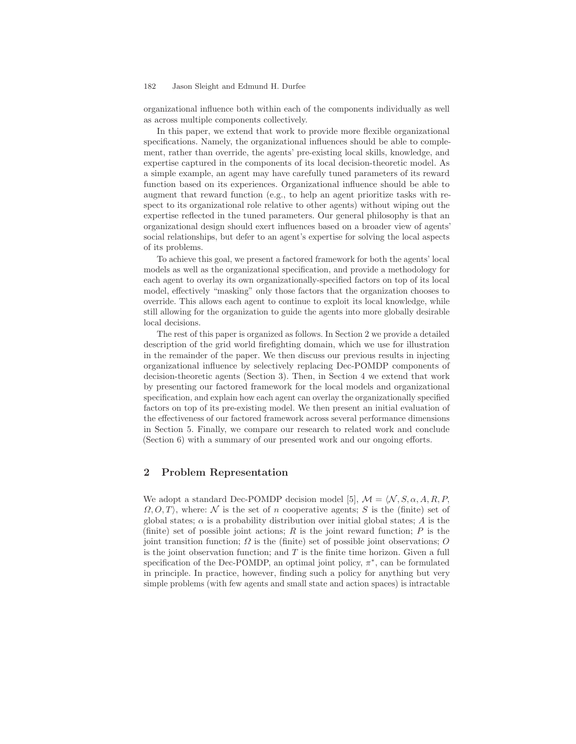organizational influence both within each of the components individually as well as across multiple components collectively.

In this paper, we extend that work to provide more flexible organizational specifications. Namely, the organizational influences should be able to complement, rather than override, the agents' pre-existing local skills, knowledge, and expertise captured in the components of its local decision-theoretic model. As a simple example, an agent may have carefully tuned parameters of its reward function based on its experiences. Organizational influence should be able to augment that reward function (e.g., to help an agent prioritize tasks with respect to its organizational role relative to other agents) without wiping out the expertise reflected in the tuned parameters. Our general philosophy is that an organizational design should exert influences based on a broader view of agents' social relationships, but defer to an agent's expertise for solving the local aspects of its problems.

To achieve this goal, we present a factored framework for both the agents' local models as well as the organizational specification, and provide a methodology for each agent to overlay its own organizationally-specified factors on top of its local model, effectively "masking" only those factors that the organization chooses to override. This allows each agent to continue to exploit its local knowledge, while still allowing for the organization to guide the agents into more globally desirable local decisions.

The rest of this paper is organized as follows. In Section 2 we provide a detailed description of the grid world firefighting domain, which we use for illustration in the remainder of the paper. We then discuss our previous results in injecting organizational influence by selectively replacing Dec-POMDP components of decision-theoretic agents (Section 3). Then, in Section 4 we extend that work by presenting our factored framework for the local models and organizational specification, and explain how each agent can overlay the organizationally specified factors on top of its pre-existing model. We then present an initial evaluation of the effectiveness of our factored framework across several performance dimensions in Section 5. Finally, we compare our research to related work and conclude (Section 6) with a summary of our presented work and our ongoing efforts.

## 2 Problem Representation

We adopt a standard Dec-POMDP decision model [5], $\mathcal{M} = \langle \mathcal{N}, S, \alpha, A, R, P, \Omega, O, T \rangle$, where: $\mathcal{N}$ is the set of $n$ cooperative agents; $S$ is the (finite) set of global states; $\alpha$ is a probability distribution over initial global states; $A$ is the (finite) set of possible joint actions; $R$ is the joint reward function; $P$ is the joint transition function; $\Omega$ is the (finite) set of possible joint observations; $O$ is the joint observation function; and $T$ is the finite time horizon. Given a full specification of the Dec-POMDP, an optimal joint policy, $\pi^*$, can be formulated in principle. In practice, however, finding such a policy for anything but very simple problems (with few agents and small state and action spaces) is intractable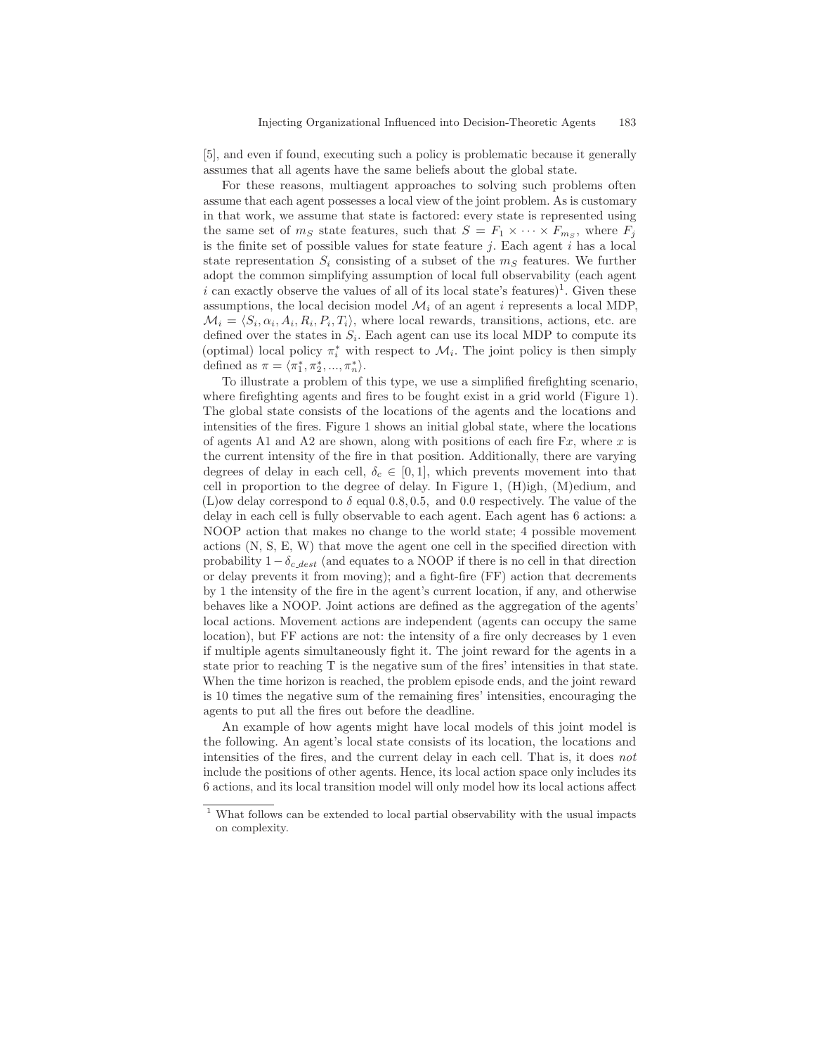[5], and even if found, executing such a policy is problematic because it generally assumes that all agents have the same beliefs about the global state.

For these reasons, multiagent approaches to solving such problems often assume that each agent possesses a local view of the joint problem. As is customary in that work, we assume that state is factored: every state is represented using the same set of $m_S$ state features, such that $S = F_1 \times \cdots \times F_{m_S}$, where $F_j$ is the finite set of possible values for state feature $j$. Each agent $i$ has a local state representation $S_i$ consisting of a subset of the $m_S$ features. We further adopt the common simplifying assumption of local full observability (each agent $i$ can exactly observe the values of all of its local state's features)[1]. Given these assumptions, the local decision model $\mathcal{M}_i$ of an agent $i$ represents a local MDP, $\mathcal{M}_i = \langle S_i, \alpha_i, A_i, R_i, P_i, T_i \rangle$, where local rewards, transitions, actions, etc. are defined over the states in $S_i$. Each agent can use its local MDP to compute its (optimal) local policy $\pi_i^*$ with respect to $\mathcal{M}_i$. The joint policy is then simply defined as $\pi = \langle \pi_1^*, \pi_2^*, ..., \pi_n^* \rangle$.

To illustrate a problem of this type, we use a simplified firefighting scenario, where firefighting agents and fires to be fought exist in a grid world (Figure 1). The global state consists of the locations of the agents and the locations and intensities of the fires. Figure 1 shows an initial global state, where the locations of agents A1 and A2 are shown, along with positions of each fire F$x$, where $x$ is the current intensity of the fire in that position. Additionally, there are varying degrees of delay in each cell, $\delta_c \in [0, 1]$, which prevents movement into that cell in proportion to the degree of delay. In Figure 1, (H)igh, (M)edium, and (L)ow delay correspond to $\delta$ equal $0.8, 0.5,$ and $0.0$ respectively. The value of the delay in each cell is fully observable to each agent. Each agent has 6 actions: a NOOP action that makes no change to the world state; 4 possible movement actions (N, S, E, W) that move the agent one cell in the specified direction with probability $1 - \delta_{c\_dest}$ (and equates to a NOOP if there is no cell in that direction or delay prevents it from moving); and a fight-fire (FF) action that decrements by 1 the intensity of the fire in the agent's current location, if any, and otherwise behaves like a NOOP. Joint actions are defined as the aggregation of the agents' local actions. Movement actions are independent (agents can occupy the same location), but FF actions are not: the intensity of a fire only decreases by 1 even if multiple agents simultaneously fight it. The joint reward for the agents in a state prior to reaching T is the negative sum of the fires' intensities in that state. When the time horizon is reached, the problem episode ends, and the joint reward is 10 times the negative sum of the remaining fires' intensities, encouraging the agents to put all the fires out before the deadline.

An example of how agents might have local models of this joint model is the following. An agent's local state consists of its location, the locations and intensities of the fires, and the current delay in each cell. That is, it does *not* include the positions of other agents. Hence, its local action space only includes its 6 actions, and its local transition model will only model how its local actions affect

[1] What follows can be extended to local partial observability with the usual impacts on complexity.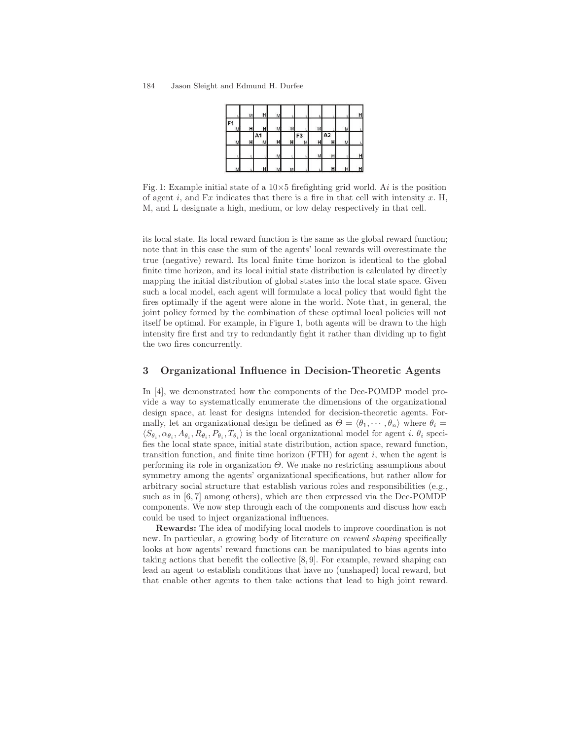Fig. 1: Example initial state of a 10×5 firefighting grid world. A$i$ is the position of agent $i$, and F$x$ indicates that there is a fire in that cell with intensity $x$. H, M, and L designate a high, medium, or low delay respectively in that cell.

its local state. Its local reward function is the same as the global reward function; note that in this case the sum of the agents' local rewards will overestimate the true (negative) reward. Its local finite time horizon is identical to the global finite time horizon, and its local initial state distribution is calculated by directly mapping the initial distribution of global states into the local state space. Given such a local model, each agent will formulate a local policy that would fight the fires optimally if the agent were alone in the world. Note that, in general, the joint policy formed by the combination of these optimal local policies will not itself be optimal. For example, in Figure 1, both agents will be drawn to the high intensity fire first and try to redundantly fight it rather than dividing up to fight the two fires concurrently.

## 3 Organizational Influence in Decision-Theoretic Agents

In [4], we demonstrated how the components of the Dec-POMDP model provide a way to systematically enumerate the dimensions of the organizational design space, at least for designs intended for decision-theoretic agents. Formally, let an organizational design be defined as $\Theta = \langle \theta_1, \cdots, \theta_n \rangle$ where $\theta_i = \langle S_{\theta_i}, \alpha_{\theta_i}, A_{\theta_i}, R_{\theta_i}, P_{\theta_i}, T_{\theta_i} \rangle$ is the local organizational model for agent $i$. $\theta_i$ specifies the local state space, initial state distribution, action space, reward function, transition function, and finite time horizon (FTH) for agent $i$, when the agent is performing its role in organization $\Theta$. We make no restricting assumptions about symmetry among the agents' organizational specifications, but rather allow for arbitrary social structure that establish various roles and responsibilities (e.g., such as in [6, 7] among others), which are then expressed via the Dec-POMDP components. We now step through each of the components and discuss how each could be used to inject organizational influences.

**Rewards:** The idea of modifying local models to improve coordination is not new. In particular, a growing body of literature on *reward shaping* specifically looks at how agents' reward functions can be manipulated to bias agents into taking actions that benefit the collective [8, 9]. For example, reward shaping can lead an agent to establish conditions that have no (unshaped) local reward, but that enable other agents to then take actions that lead to high joint reward.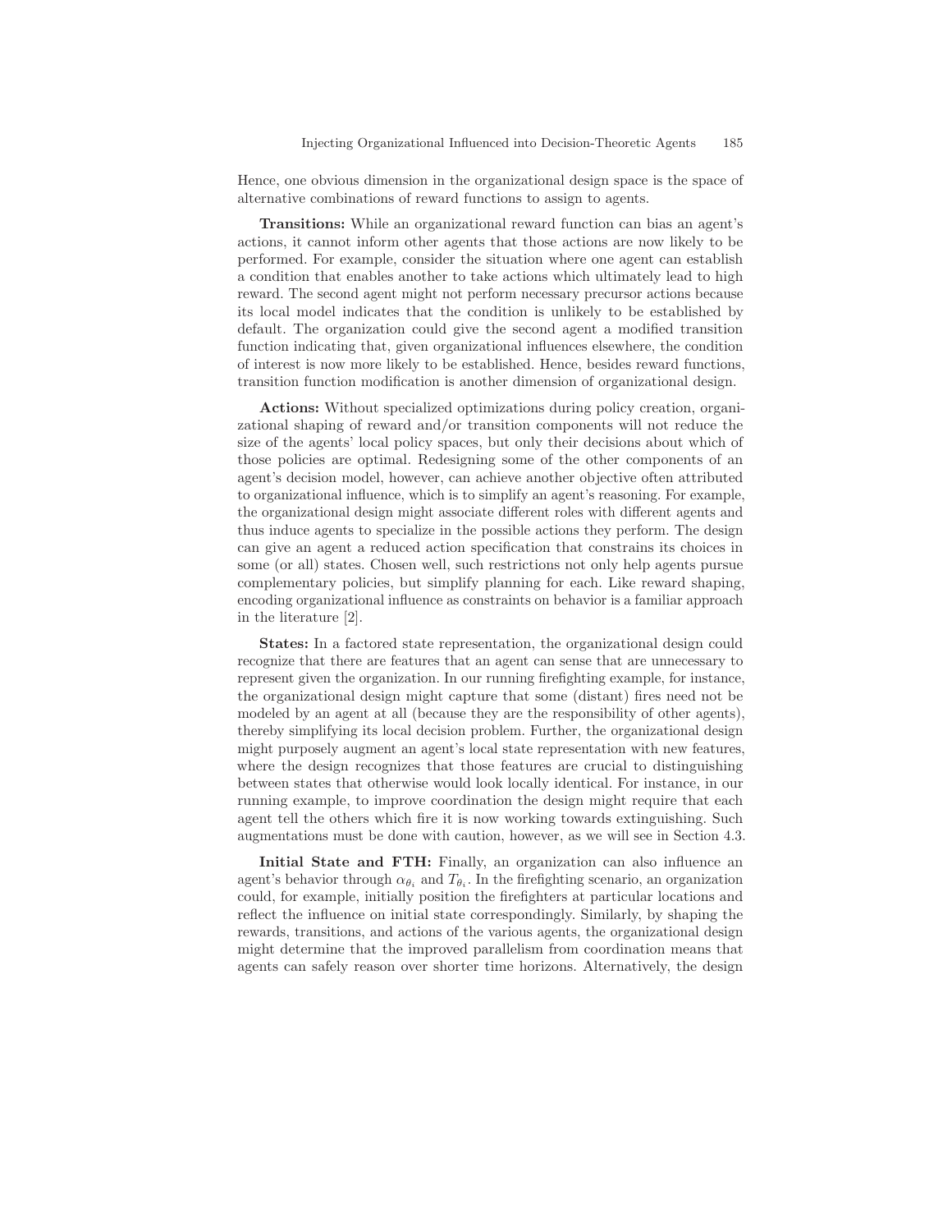Hence, one obvious dimension in the organizational design space is the space of alternative combinations of reward functions to assign to agents.

**Transitions:** While an organizational reward function can bias an agent's actions, it cannot inform other agents that those actions are now likely to be performed. For example, consider the situation where one agent can establish a condition that enables another to take actions which ultimately lead to high reward. The second agent might not perform necessary precursor actions because its local model indicates that the condition is unlikely to be established by default. The organization could give the second agent a modified transition function indicating that, given organizational influences elsewhere, the condition of interest is now more likely to be established. Hence, besides reward functions, transition function modification is another dimension of organizational design.

**Actions:** Without specialized optimizations during policy creation, organizational shaping of reward and/or transition components will not reduce the size of the agents' local policy spaces, but only their decisions about which of those policies are optimal. Redesigning some of the other components of an agent's decision model, however, can achieve another objective often attributed to organizational influence, which is to simplify an agent's reasoning. For example, the organizational design might associate different roles with different agents and thus induce agents to specialize in the possible actions they perform. The design can give an agent a reduced action specification that constrains its choices in some (or all) states. Chosen well, such restrictions not only help agents pursue complementary policies, but simplify planning for each. Like reward shaping, encoding organizational influence as constraints on behavior is a familiar approach in the literature [2].

**States:** In a factored state representation, the organizational design could recognize that there are features that an agent can sense that are unnecessary to represent given the organization. In our running firefighting example, for instance, the organizational design might capture that some (distant) fires need not be modeled by an agent at all (because they are the responsibility of other agents), thereby simplifying its local decision problem. Further, the organizational design might purposely augment an agent's local state representation with new features, where the design recognizes that those features are crucial to distinguishing between states that otherwise would look locally identical. For instance, in our running example, to improve coordination the design might require that each agent tell the others which fire it is now working towards extinguishing. Such augmentations must be done with caution, however, as we will see in Section 4.3.

**Initial State and FTH:** Finally, an organization can also influence an agent's behavior through $\alpha_{\theta_i}$ and $T_{\theta_i}$. In the firefighting scenario, an organization could, for example, initially position the firefighters at particular locations and reflect the influence on initial state correspondingly. Similarly, by shaping the rewards, transitions, and actions of the various agents, the organizational design might determine that the improved parallelism from coordination means that agents can safely reason over shorter time horizons. Alternatively, the design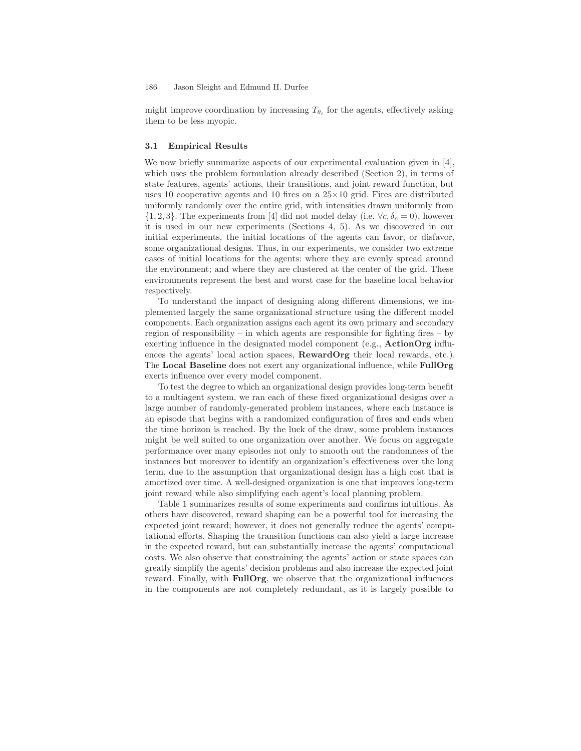might improve coordination by increasing $T_{\theta_i}$ for the agents, effectively asking them to be less myopic.

### 3.1 Empirical Results

We now briefly summarize aspects of our experimental evaluation given in [4], which uses the problem formulation already described (Section 2), in terms of state features, agents' actions, their transitions, and joint reward function, but uses 10 cooperative agents and 10 fires on a $25 \times 10$ grid. Fires are distributed uniformly randomly over the entire grid, with intensities drawn uniformly from $\{1, 2, 3\}$. The experiments from [4] did not model delay (i.e. $\forall c, \delta_c = 0$), however it is used in our new experiments (Sections 4, 5). As we discovered in our initial experiments, the initial locations of the agents can favor, or disfavor, some organizational designs. Thus, in our experiments, we consider two extreme cases of initial locations for the agents: where they are evenly spread around the environment; and where they are clustered at the center of the grid. These environments represent the best and worst case for the baseline local behavior respectively.

To understand the impact of designing along different dimensions, we implemented largely the same organizational structure using the different model components. Each organization assigns each agent its own primary and secondary region of responsibility – in which agents are responsible for fighting fires – by exerting influence in the designated model component (e.g., **ActionOrg** influences the agents' local action spaces, **RewardOrg** their local rewards, etc.). The **Local Baseline** does not exert any organizational influence, while **FullOrg** exerts influence over every model component.

To test the degree to which an organizational design provides long-term benefit to a multiagent system, we ran each of these fixed organizational designs over a large number of randomly-generated problem instances, where each instance is an episode that begins with a randomized configuration of fires and ends when the time horizon is reached. By the luck of the draw, some problem instances might be well suited to one organization over another. We focus on aggregate performance over many episodes not only to smooth out the randomness of the instances but moreover to identify an organization's effectiveness over the long term, due to the assumption that organizational design has a high cost that is amortized over time. A well-designed organization is one that improves long-term joint reward while also simplifying each agent's local planning problem.

Table 1 summarizes results of some experiments and confirms intuitions. As others have discovered, reward shaping can be a powerful tool for increasing the expected joint reward; however, it does not generally reduce the agents' computational efforts. Shaping the transition functions can also yield a large increase in the expected reward, but can substantially increase the agents' computational costs. We also observe that constraining the agents' action or state spaces can greatly simplify the agents' decision problems and also increase the expected joint reward. Finally, with **FullOrg**, we observe that the organizational influences in the components are not completely redundant, as it is largely possible to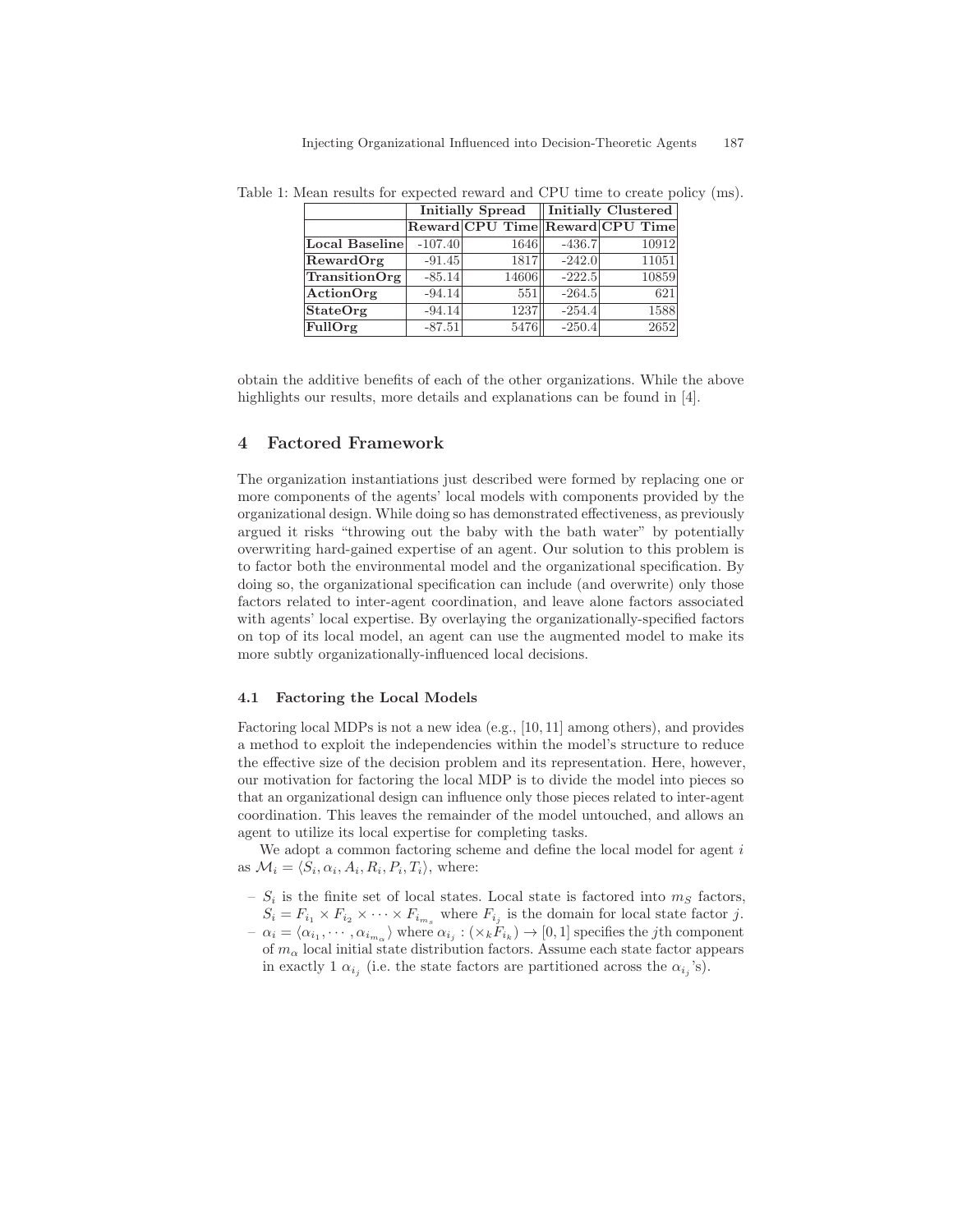Table 1: Mean results for expected reward and CPU time to create policy (ms).

| | Initially Spread | | Initially Clustered | |
|---|---|---|---|---|
| | **Reward** | **CPU Time** | **Reward** | **CPU Time** |
| **Local Baseline** | -107.40 | 1646 | -436.7 | 10912 |
| **RewardOrg** | -91.45 | 1817 | -242.0 | 11051 |
| **TransitionOrg** | -85.14 | 14606 | -222.5 | 10859 |
| **ActionOrg** | -94.14 | 551 | -264.5 | 621 |
| **StateOrg** | -94.14 | 1237 | -254.4 | 1588 |
| **FullOrg** | -87.51 | 5476 | -250.4 | 2652 |

obtain the additive benefits of each of the other organizations. While the above highlights our results, more details and explanations can be found in [4].

## 4 Factored Framework

The organization instantiations just described were formed by replacing one or more components of the agents' local models with components provided by the organizational design. While doing so has demonstrated effectiveness, as previously argued it risks "throwing out the baby with the bath water" by potentially overwriting hard-gained expertise of an agent. Our solution to this problem is to factor both the environmental model and the organizational specification. By doing so, the organizational specification can include (and overwrite) only those factors related to inter-agent coordination, and leave alone factors associated with agents' local expertise. By overlaying the organizationally-specified factors on top of its local model, an agent can use the augmented model to make its more subtly organizationally-influenced local decisions.

### 4.1 Factoring the Local Models

Factoring local MDPs is not a new idea (e.g., [10, 11] among others), and provides a method to exploit the independencies within the model's structure to reduce the effective size of the decision problem and its representation. Here, however, our motivation for factoring the local MDP is to divide the model into pieces so that an organizational design can influence only those pieces related to inter-agent coordination. This leaves the remainder of the model untouched, and allows an agent to utilize its local expertise for completing tasks.

We adopt a common factoring scheme and define the local model for agent $i$ as $\mathcal{M}_i = \langle S_i, \alpha_i, A_i, R_i, P_i, T_i \rangle$, where:

- $S_i$ is the finite set of local states. Local state is factored into $m_S$ factors, $S_i = F_{i_1} \times F_{i_2} \times \cdots \times F_{i_{m_s}}$ where $F_{i_j}$ is the domain for local state factor $j$.
- $\alpha_i = \langle \alpha_{i_1}, \cdots, \alpha_{i_{m_\alpha}} \rangle$ where $\alpha_{i_j} : (\times_k F_{i_k}) \rightarrow [0, 1]$ specifies the $j$th component of $m_\alpha$ local initial state distribution factors. Assume each state factor appears in exactly 1 $\alpha_{i_j}$ (i.e. the state factors are partitioned across the $\alpha_{i_j}$'s).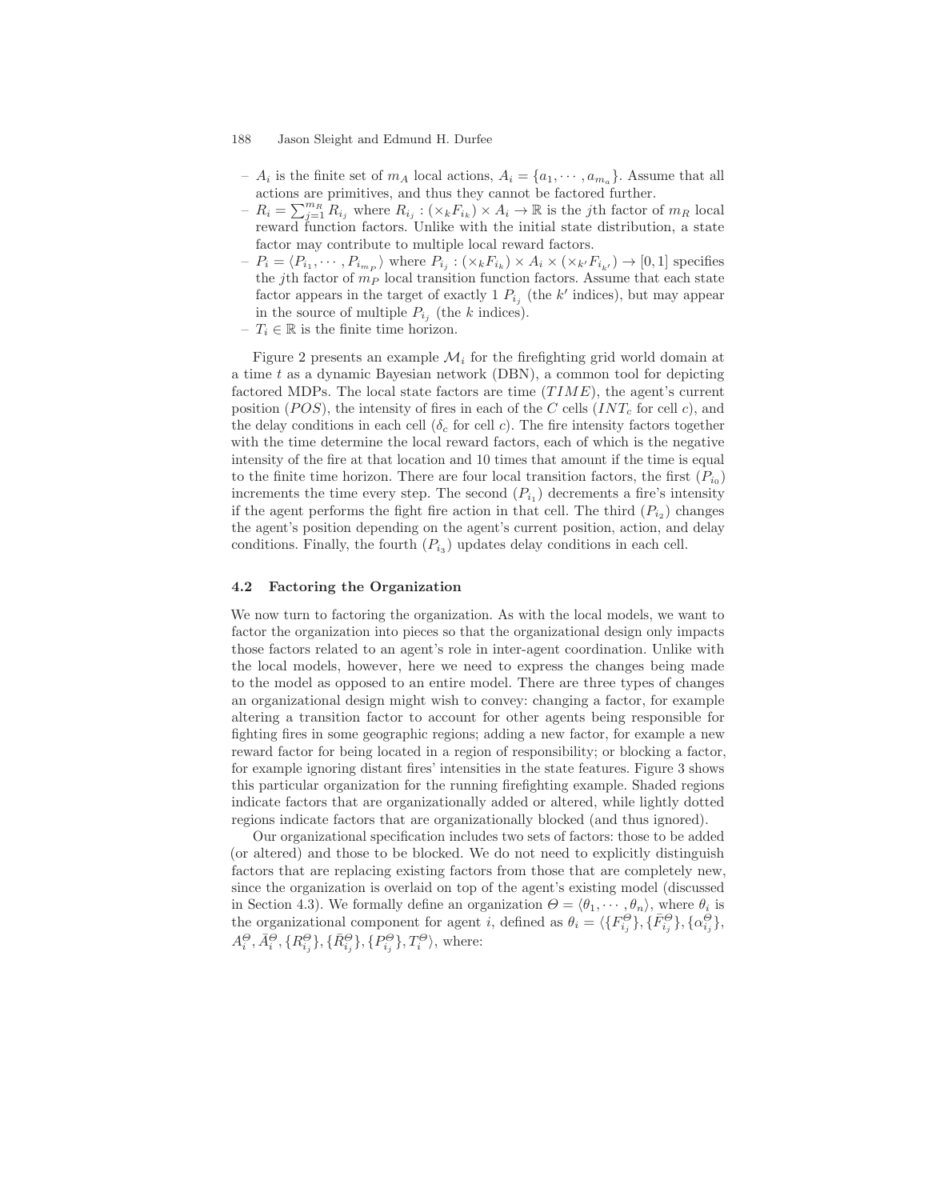- $A_i$ is the finite set of $m_A$ local actions, $A_i = \{a_1, \cdots, a_{m_a}\}$. Assume that all actions are primitives, and thus they cannot be factored further.
- $R_i = \sum_{j=1}^{m_R} R_{i_j}$ where $R_{i_j} : (\times_k F_{i_k}) \times A_i \rightarrow \mathbb{R}$ is the $j$th factor of $m_R$ local reward function factors. Unlike with the initial state distribution, a state factor may contribute to multiple local reward factors.
- $P_i = \langle P_{i_1}, \cdots, P_{i_{m_P}} \rangle$ where $P_{i_j} : (\times_k F_{i_k}) \times A_i \times (\times_{k'} F_{i_{k'}}) \rightarrow [0, 1]$ specifies the $j$th factor of $m_P$ local transition function factors. Assume that each state factor appears in the target of exactly 1 $P_{i_j}$ (the $k'$ indices), but may appear in the source of multiple $P_{i_j}$ (the $k$ indices).
- $T_i \in \mathbb{R}$ is the finite time horizon.

Figure 2 presents an example $\mathcal{M}_i$ for the firefighting grid world domain at a time $t$ as a dynamic Bayesian network (DBN), a common tool for depicting factored MDPs. The local state factors are time ($TIME$), the agent's current position ($POS$), the intensity of fires in each of the $C$ cells ($INT_c$ for cell $c$), and the delay conditions in each cell ($\delta_c$ for cell $c$). The fire intensity factors together with the time determine the local reward factors, each of which is the negative intensity of the fire at that location and 10 times that amount if the time is equal to the finite time horizon. There are four local transition factors, the first ($P_{i_0}$) increments the time every step. The second ($P_{i_1}$) decrements a fire's intensity if the agent performs the fight fire action in that cell. The third ($P_{i_2}$) changes the agent's position depending on the agent's current position, action, and delay conditions. Finally, the fourth ($P_{i_3}$) updates delay conditions in each cell.

### 4.2 Factoring the Organization

We now turn to factoring the organization. As with the local models, we want to factor the organization into pieces so that the organizational design only impacts those factors related to an agent's role in inter-agent coordination. Unlike with the local models, however, here we need to express the changes being made to the model as opposed to an entire model. There are three types of changes an organizational design might wish to convey: changing a factor, for example altering a transition factor to account for other agents being responsible for fighting fires in some geographic regions; adding a new factor, for example a new reward factor for being located in a region of responsibility; or blocking a factor, for example ignoring distant fires' intensities in the state features. Figure 3 shows this particular organization for the running firefighting example. Shaded regions indicate factors that are organizationally added or altered, while lightly dotted regions indicate factors that are organizationally blocked (and thus ignored).

Our organizational specification includes two sets of factors: those to be added (or altered) and those to be blocked. We do not need to explicitly distinguish factors that are replacing existing factors from those that are completely new, since the organization is overlaid on top of the agent's existing model (discussed in Section 4.3). We formally define an organization $\Theta = \langle \theta_1, \cdots, \theta_n \rangle$, where $\theta_i$ is the organizational component for agent $i$, defined as $\theta_i = \langle \{F_{i_j}^{\Theta}\}, \{\bar{F}_{i_j}^{\Theta}\}, \{\alpha_{i_j}^{\Theta}\}, A_i^{\Theta}, \bar{A}_i^{\Theta}, \{R_{i_j}^{\Theta}\}, \{\bar{R}_{i_j}^{\Theta}\}, \{P_{i_j}^{\Theta}\}, T_i^{\Theta} \rangle$, where: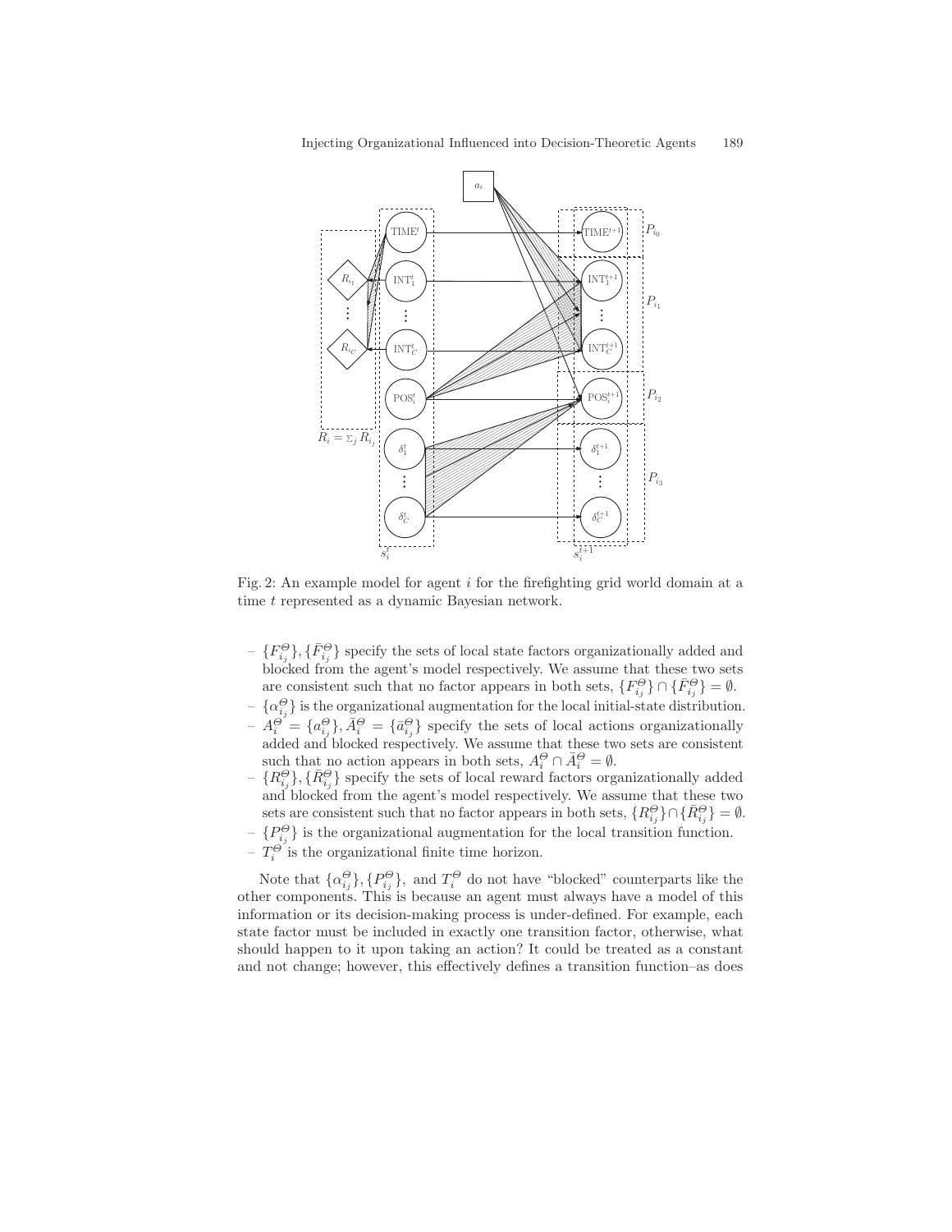TIME$^t$

TIME$^{t+1}$

$a_i$

$R_{i_1}$

$R_{i_C}$

INT$_1^t$

INT$_C^t$

INT$_1^{t+1}$

INT$_C^{t+1}$

POS$_i^t$

POS$_i^{t+1}$

$\delta_1^t$

$\delta_C^t$

$\delta_1^{t+1}$

$\delta_C^{t+1}$

$P_{i_0}$

$P_{i_1}$

$P_{i_2}$

$P_{i_3}$

$R_i = \Sigma_j R_{i_j}$

$s_i^t$

$s_i^{t+1}$

Fig. 2: An example model for agent $i$ for the firefighting grid world domain at a time $t$ represented as a dynamic Bayesian network.

- $\{F_{i_j}^{\Theta}\}, \{\bar{F}_{i_j}^{\Theta}\}$ specify the sets of local state factors organizationally added and blocked from the agent's model respectively. We assume that these two sets are consistent such that no factor appears in both sets, $\{F_{i_j}^{\Theta}\} \cap \{\bar{F}_{i_j}^{\Theta}\} = \emptyset$.
- $\{\alpha_{i_j}^{\Theta}\}$ is the organizational augmentation for the local initial-state distribution.
- $A_i^{\Theta} = \{a_{i_j}^{\Theta}\}, \bar{A}_i^{\Theta} = \{\bar{a}_{i_j}^{\Theta}\}$ specify the sets of local actions organizationally added and blocked respectively. We assume that these two sets are consistent such that no action appears in both sets, $A_i^{\Theta} \cap \bar{A}_i^{\Theta} = \emptyset$.
- $\{R_{i_j}^{\Theta}\}, \{\bar{R}_{i_j}^{\Theta}\}$ specify the sets of local reward factors organizationally added and blocked from the agent's model respectively. We assume that these two sets are consistent such that no factor appears in both sets, $\{R_{i_j}^{\Theta}\} \cap \{\bar{R}_{i_j}^{\Theta}\} = \emptyset$.
- $\{P_{i_j}^{\Theta}\}$ is the organizational augmentation for the local transition function.
- $T_i^{\Theta}$ is the organizational finite time horizon.

Note that $\{\alpha_{i_j}^{\Theta}\}, \{P_{i_j}^{\Theta}\}$, and $T_i^{\Theta}$ do not have "blocked" counterparts like the other components. This is because an agent must always have a model of this information or its decision-making process is under-defined. For example, each state factor must be included in exactly one transition factor, otherwise, what should happen to it upon taking an action? It could be treated as a constant and not change; however, this effectively defines a transition function–as does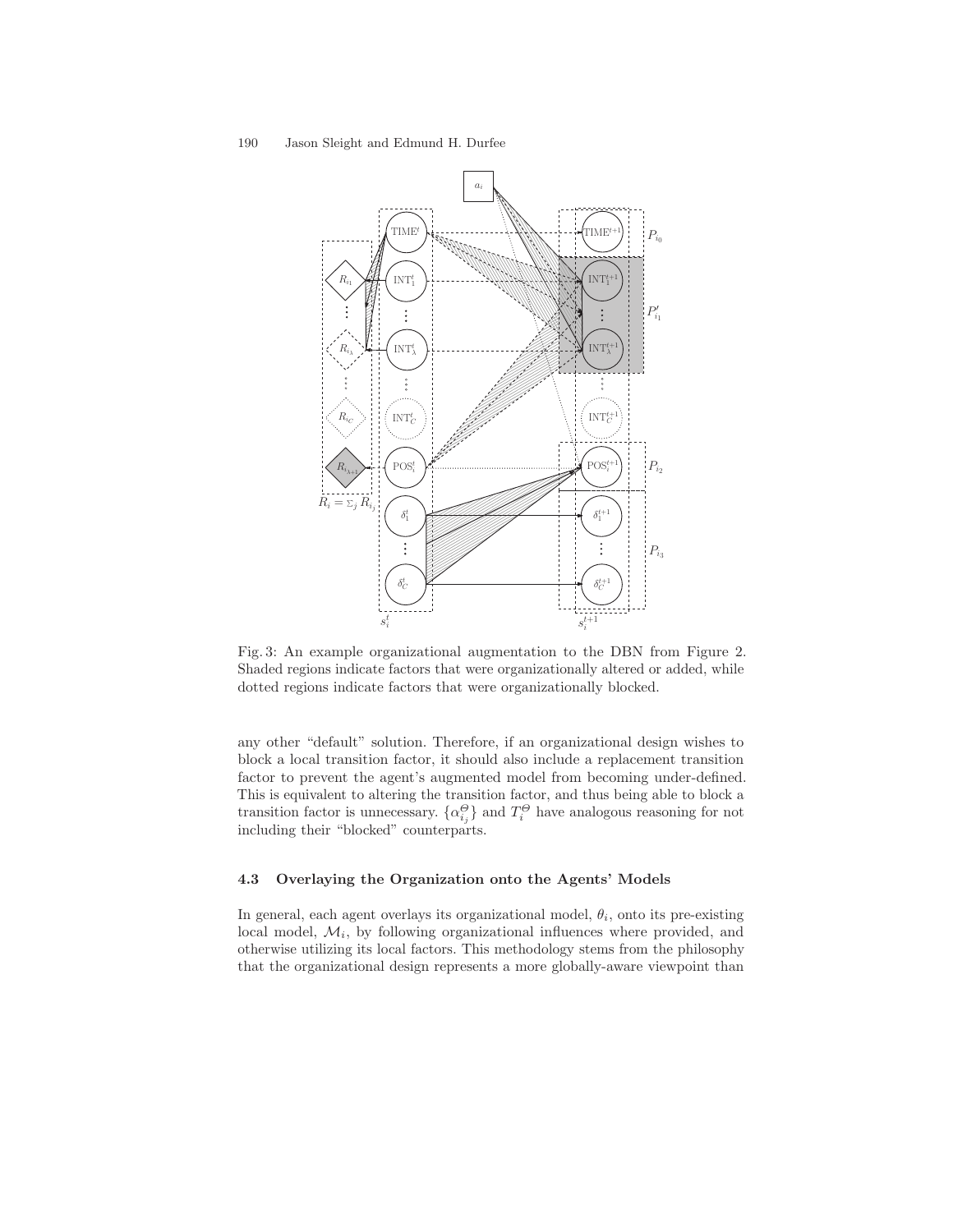Fig. 3: An example organizational augmentation to the DBN from Figure 2. Shaded regions indicate factors that were organizationally altered or added, while dotted regions indicate factors that were organizationally blocked.

any other "default" solution. Therefore, if an organizational design wishes to block a local transition factor, it should also include a replacement transition factor to prevent the agent's augmented model from becoming under-defined. This is equivalent to altering the transition factor, and thus being able to block a transition factor is unnecessary. $\{\alpha_{i_j}^{\Theta}\}$ and $T_i^{\Theta}$ have analogous reasoning for not including their "blocked" counterparts.

### 4.3 Overlaying the Organization onto the Agents' Models

In general, each agent overlays its organizational model, $\theta_i$, onto its pre-existing local model, $\mathcal{M}_i$, by following organizational influences where provided, and otherwise utilizing its local factors. This methodology stems from the philosophy that the organizational design represents a more globally-aware viewpoint than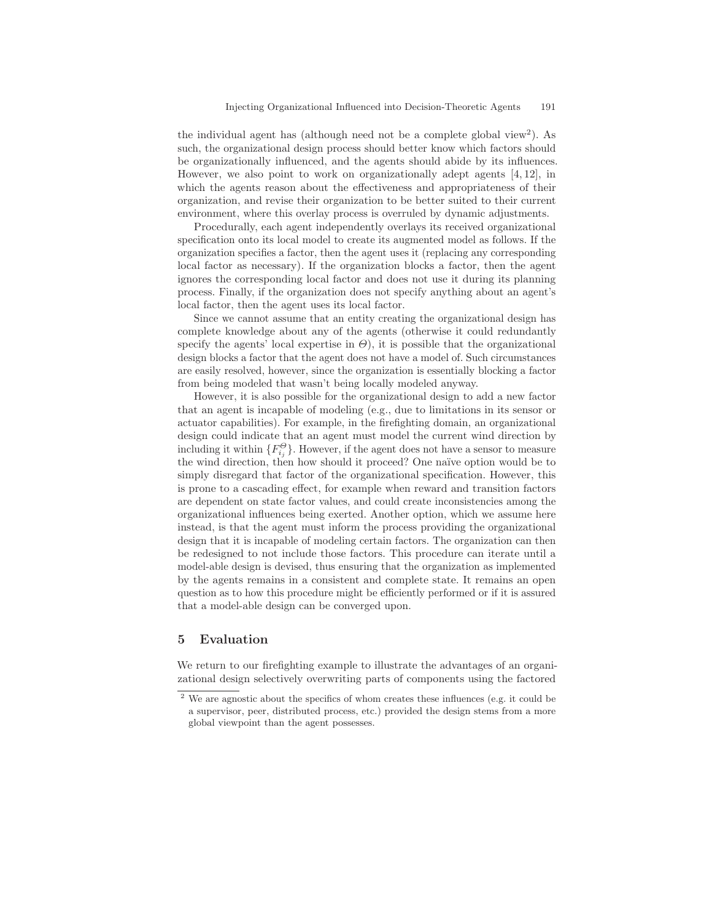the individual agent has (although need not be a complete global view[2]). As such, the organizational design process should better know which factors should be organizationally influenced, and the agents should abide by its influences. However, we also point to work on organizationally adept agents [4, 12], in which the agents reason about the effectiveness and appropriateness of their organization, and revise their organization to be better suited to their current environment, where this overlay process is overruled by dynamic adjustments.

Procedurally, each agent independently overlays its received organizational specification onto its local model to create its augmented model as follows. If the organization specifies a factor, then the agent uses it (replacing any corresponding local factor as necessary). If the organization blocks a factor, then the agent ignores the corresponding local factor and does not use it during its planning process. Finally, if the organization does not specify anything about an agent's local factor, then the agent uses its local factor.

Since we cannot assume that an entity creating the organizational design has complete knowledge about any of the agents (otherwise it could redundantly specify the agents' local expertise in $\Theta$), it is possible that the organizational design blocks a factor that the agent does not have a model of. Such circumstances are easily resolved, however, since the organization is essentially blocking a factor from being modeled that wasn't being locally modeled anyway.

However, it is also possible for the organizational design to add a new factor that an agent is incapable of modeling (e.g., due to limitations in its sensor or actuator capabilities). For example, in the firefighting domain, an organizational design could indicate that an agent must model the current wind direction by including it within $\{F_{i_j}^{\Theta}\}$. However, if the agent does not have a sensor to measure the wind direction, then how should it proceed? One naïve option would be to simply disregard that factor of the organizational specification. However, this is prone to a cascading effect, for example when reward and transition factors are dependent on state factor values, and could create inconsistencies among the organizational influences being exerted. Another option, which we assume here instead, is that the agent must inform the process providing the organizational design that it is incapable of modeling certain factors. The organization can then be redesigned to not include those factors. This procedure can iterate until a model-able design is devised, thus ensuring that the organization as implemented by the agents remains in a consistent and complete state. It remains an open question as to how this procedure might be efficiently performed or if it is assured that a model-able design can be converged upon.

## 5 Evaluation

We return to our firefighting example to illustrate the advantages of an organizational design selectively overwriting parts of components using the factored

[2] We are agnostic about the specifics of whom creates these influences (e.g. it could be a supervisor, peer, distributed process, etc.) provided the design stems from a more global viewpoint than the agent possesses.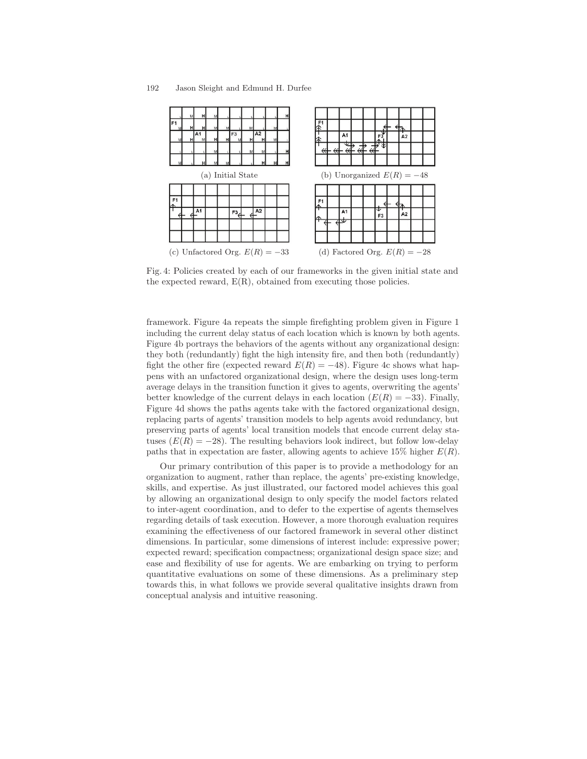(a) Initial State

(b) Unorganized $E(R) = -48$

(c) Unfactored Org. $E(R) = -33$

(d) Factored Org. $E(R) = -28$

Fig. 4: Policies created by each of our frameworks in the given initial state and the expected reward, E(R), obtained from executing those policies.

framework. Figure 4a repeats the simple firefighting problem given in Figure 1 including the current delay status of each location which is known by both agents. Figure 4b portrays the behaviors of the agents without any organizational design: they both (redundantly) fight the high intensity fire, and then both (redundantly) fight the other fire (expected reward $E(R) = -48$). Figure 4c shows what happens with an unfactored organizational design, where the design uses long-term average delays in the transition function it gives to agents, overwriting the agents' better knowledge of the current delays in each location ($E(R) = -33$). Finally, Figure 4d shows the paths agents take with the factored organizational design, replacing parts of agents' transition models to help agents avoid redundancy, but preserving parts of agents' local transition models that encode current delay statuses ($E(R) = -28$). The resulting behaviors look indirect, but follow low-delay paths that in expectation are faster, allowing agents to achieve 15% higher $E(R)$.

Our primary contribution of this paper is to provide a methodology for an organization to augment, rather than replace, the agents' pre-existing knowledge, skills, and expertise. As just illustrated, our factored model achieves this goal by allowing an organizational design to only specify the model factors related to inter-agent coordination, and to defer to the expertise of agents themselves regarding details of task execution. However, a more thorough evaluation requires examining the effectiveness of our factored framework in several other distinct dimensions. In particular, some dimensions of interest include: expressive power; expected reward; specification compactness; organizational design space size; and ease and flexibility of use for agents. We are embarking on trying to perform quantitative evaluations on some of these dimensions. As a preliminary step towards this, in what follows we provide several qualitative insights drawn from conceptual analysis and intuitive reasoning.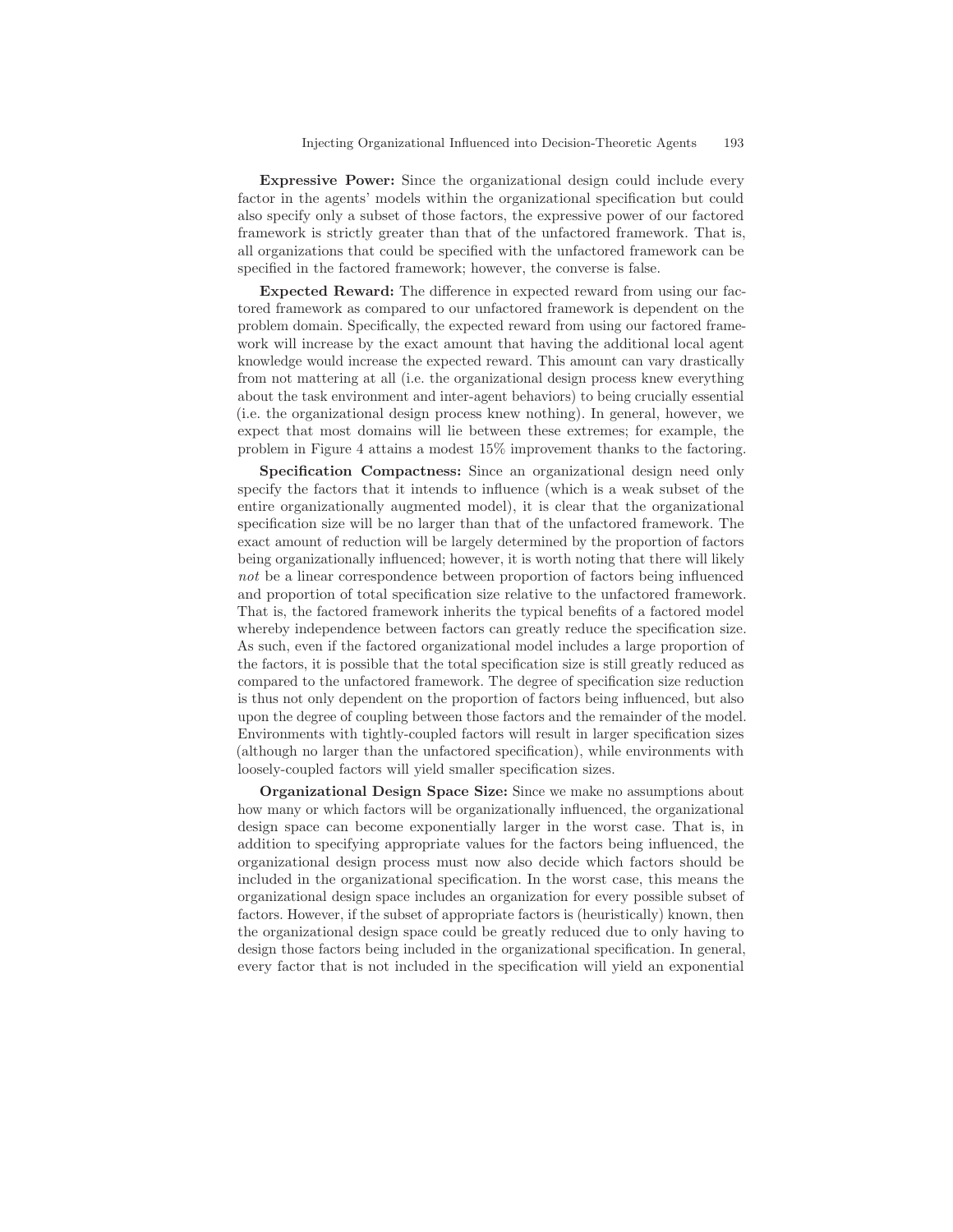**Expressive Power:** Since the organizational design could include every factor in the agents' models within the organizational specification but could also specify only a subset of those factors, the expressive power of our factored framework is strictly greater than that of the unfactored framework. That is, all organizations that could be specified with the unfactored framework can be specified in the factored framework; however, the converse is false.

**Expected Reward:** The difference in expected reward from using our factored framework as compared to our unfactored framework is dependent on the problem domain. Specifically, the expected reward from using our factored framework will increase by the exact amount that having the additional local agent knowledge would increase the expected reward. This amount can vary drastically from not mattering at all (i.e. the organizational design process knew everything about the task environment and inter-agent behaviors) to being crucially essential (i.e. the organizational design process knew nothing). In general, however, we expect that most domains will lie between these extremes; for example, the problem in Figure 4 attains a modest 15% improvement thanks to the factoring.

**Specification Compactness:** Since an organizational design need only specify the factors that it intends to influence (which is a weak subset of the entire organizationally augmented model), it is clear that the organizational specification size will be no larger than that of the unfactored framework. The exact amount of reduction will be largely determined by the proportion of factors being organizationally influenced; however, it is worth noting that there will likely *not* be a linear correspondence between proportion of factors being influenced and proportion of total specification size relative to the unfactored framework. That is, the factored framework inherits the typical benefits of a factored model whereby independence between factors can greatly reduce the specification size. As such, even if the factored organizational model includes a large proportion of the factors, it is possible that the total specification size is still greatly reduced as compared to the unfactored framework. The degree of specification size reduction is thus not only dependent on the proportion of factors being influenced, but also upon the degree of coupling between those factors and the remainder of the model. Environments with tightly-coupled factors will result in larger specification sizes (although no larger than the unfactored specification), while environments with loosely-coupled factors will yield smaller specification sizes.

**Organizational Design Space Size:** Since we make no assumptions about how many or which factors will be organizationally influenced, the organizational design space can become exponentially larger in the worst case. That is, in addition to specifying appropriate values for the factors being influenced, the organizational design process must now also decide which factors should be included in the organizational specification. In the worst case, this means the organizational design space includes an organization for every possible subset of factors. However, if the subset of appropriate factors is (heuristically) known, then the organizational design space could be greatly reduced due to only having to design those factors being included in the organizational specification. In general, every factor that is not included in the specification will yield an exponential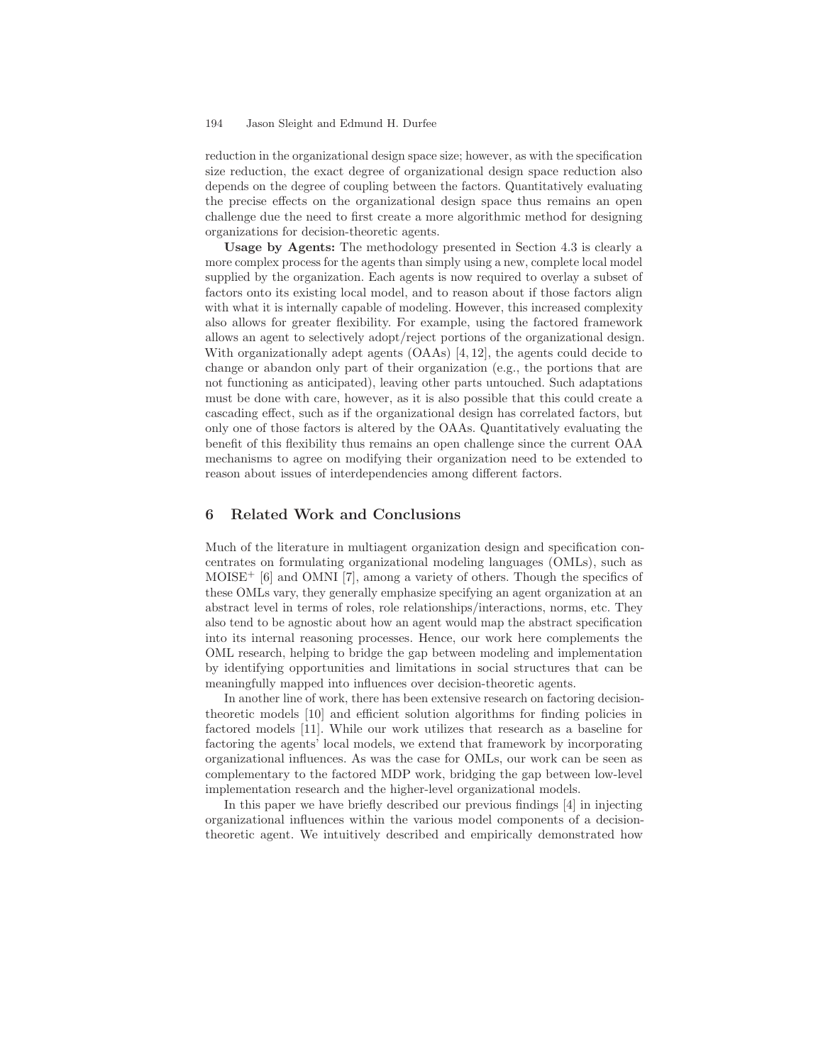reduction in the organizational design space size; however, as with the specification size reduction, the exact degree of organizational design space reduction also depends on the degree of coupling between the factors. Quantitatively evaluating the precise effects on the organizational design space thus remains an open challenge due the need to first create a more algorithmic method for designing organizations for decision-theoretic agents.

**Usage by Agents:** The methodology presented in Section 4.3 is clearly a more complex process for the agents than simply using a new, complete local model supplied by the organization. Each agents is now required to overlay a subset of factors onto its existing local model, and to reason about if those factors align with what it is internally capable of modeling. However, this increased complexity also allows for greater flexibility. For example, using the factored framework allows an agent to selectively adopt/reject portions of the organizational design. With organizationally adept agents (OAAs) [4, 12], the agents could decide to change or abandon only part of their organization (e.g., the portions that are not functioning as anticipated), leaving other parts untouched. Such adaptations must be done with care, however, as it is also possible that this could create a cascading effect, such as if the organizational design has correlated factors, but only one of those factors is altered by the OAAs. Quantitatively evaluating the benefit of this flexibility thus remains an open challenge since the current OAA mechanisms to agree on modifying their organization need to be extended to reason about issues of interdependencies among different factors.

## 6 Related Work and Conclusions

Much of the literature in multiagent organization design and specification concentrates on formulating organizational modeling languages (OMLs), such as MOISE$^{+}$ [6] and OMNI [7], among a variety of others. Though the specifics of these OMLs vary, they generally emphasize specifying an agent organization at an abstract level in terms of roles, role relationships/interactions, norms, etc. They also tend to be agnostic about how an agent would map the abstract specification into its internal reasoning processes. Hence, our work here complements the OML research, helping to bridge the gap between modeling and implementation by identifying opportunities and limitations in social structures that can be meaningfully mapped into influences over decision-theoretic agents.

In another line of work, there has been extensive research on factoring decision-theoretic models [10] and efficient solution algorithms for finding policies in factored models [11]. While our work utilizes that research as a baseline for factoring the agents' local models, we extend that framework by incorporating organizational influences. As was the case for OMLs, our work can be seen as complementary to the factored MDP work, bridging the gap between low-level implementation research and the higher-level organizational models.

In this paper we have briefly described our previous findings [4] in injecting organizational influences within the various model components of a decision-theoretic agent. We intuitively described and empirically demonstrated how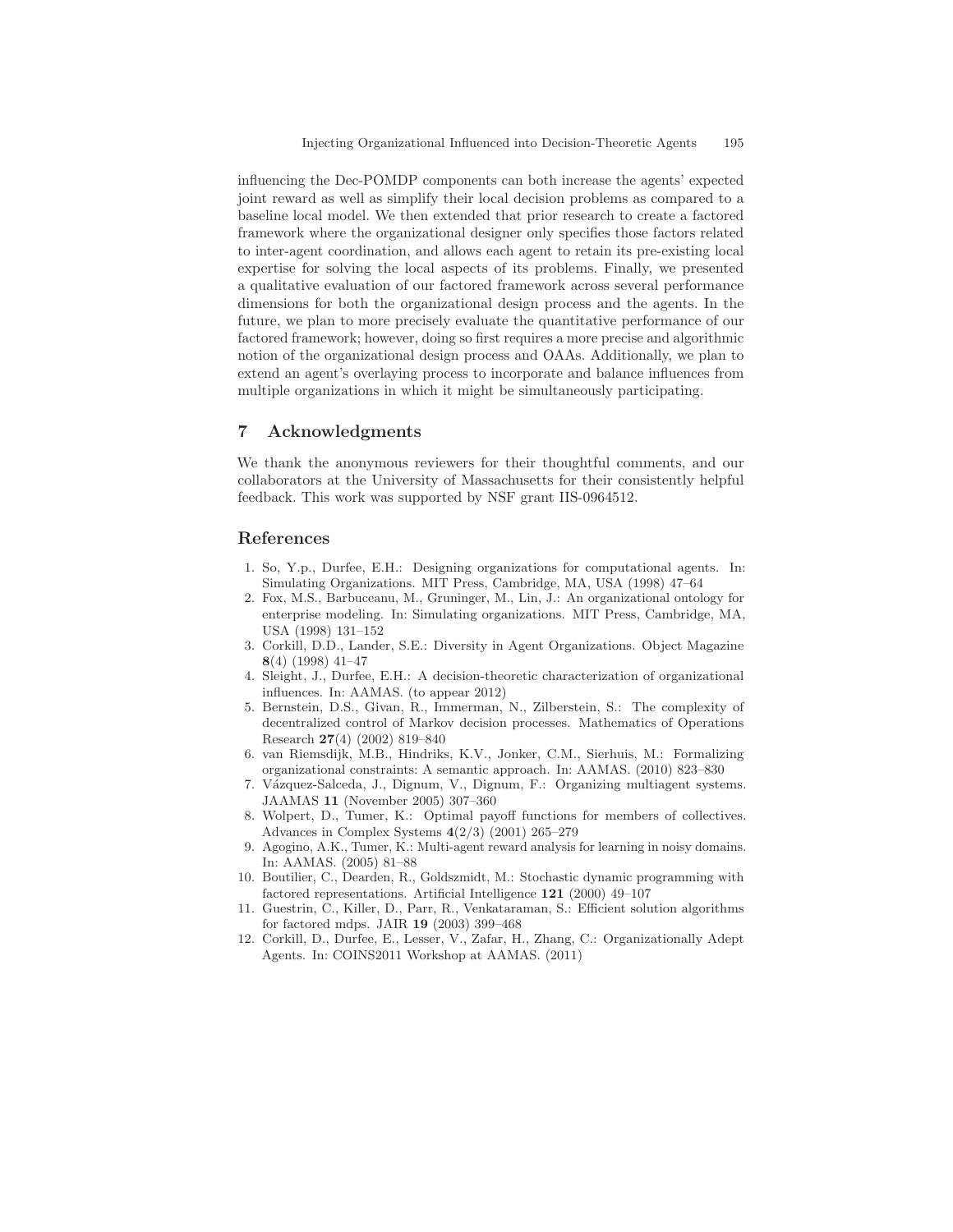influencing the Dec-POMDP components can both increase the agents' expected joint reward as well as simplify their local decision problems as compared to a baseline local model. We then extended that prior research to create a factored framework where the organizational designer only specifies those factors related to inter-agent coordination, and allows each agent to retain its pre-existing local expertise for solving the local aspects of its problems. Finally, we presented a qualitative evaluation of our factored framework across several performance dimensions for both the organizational design process and the agents. In the future, we plan to more precisely evaluate the quantitative performance of our factored framework; however, doing so first requires a more precise and algorithmic notion of the organizational design process and OAAs. Additionally, we plan to extend an agent's overlaying process to incorporate and balance influences from multiple organizations in which it might be simultaneously participating.

## 7 Acknowledgments

We thank the anonymous reviewers for their thoughtful comments, and our collaborators at the University of Massachusetts for their consistently helpful feedback. This work was supported by NSF grant IIS-0964512.

## References

1. So, Y.p., Durfee, E.H.: Designing organizations for computational agents. In: Simulating Organizations. MIT Press, Cambridge, MA, USA (1998) 47–64
2. Fox, M.S., Barbuceanu, M., Gruninger, M., Lin, J.: An organizational ontology for enterprise modeling. In: Simulating organizations. MIT Press, Cambridge, MA, USA (1998) 131–152
3. Corkill, D.D., Lander, S.E.: Diversity in Agent Organizations. Object Magazine **8**(4) (1998) 41–47
4. Sleight, J., Durfee, E.H.: A decision-theoretic characterization of organizational influences. In: AAMAS. (to appear 2012)
5. Bernstein, D.S., Givan, R., Immerman, N., Zilberstein, S.: The complexity of decentralized control of Markov decision processes. Mathematics of Operations Research **27**(4) (2002) 819–840
6. van Riemsdijk, M.B., Hindriks, K.V., Jonker, C.M., Sierhuis, M.: Formalizing organizational constraints: A semantic approach. In: AAMAS. (2010) 823–830
7. Vázquez-Salceda, J., Dignum, V., Dignum, F.: Organizing multiagent systems. JAAMAS **11** (November 2005) 307–360
8. Wolpert, D., Tumer, K.: Optimal payoff functions for members of collectives. Advances in Complex Systems **4**(2/3) (2001) 265–279
9. Agogino, A.K., Tumer, K.: Multi-agent reward analysis for learning in noisy domains. In: AAMAS. (2005) 81–88
10. Boutilier, C., Dearden, R., Goldszmidt, M.: Stochastic dynamic programming with factored representations. Artificial Intelligence **121** (2000) 49–107
11. Guestrin, C., Killer, D., Parr, R., Venkataraman, S.: Efficient solution algorithms for factored mdps. JAIR **19** (2003) 399–468
12. Corkill, D., Durfee, E., Lesser, V., Zafar, H., Zhang, C.: Organizationally Adept Agents. In: COINS2011 Workshop at AAMAS. (2011)